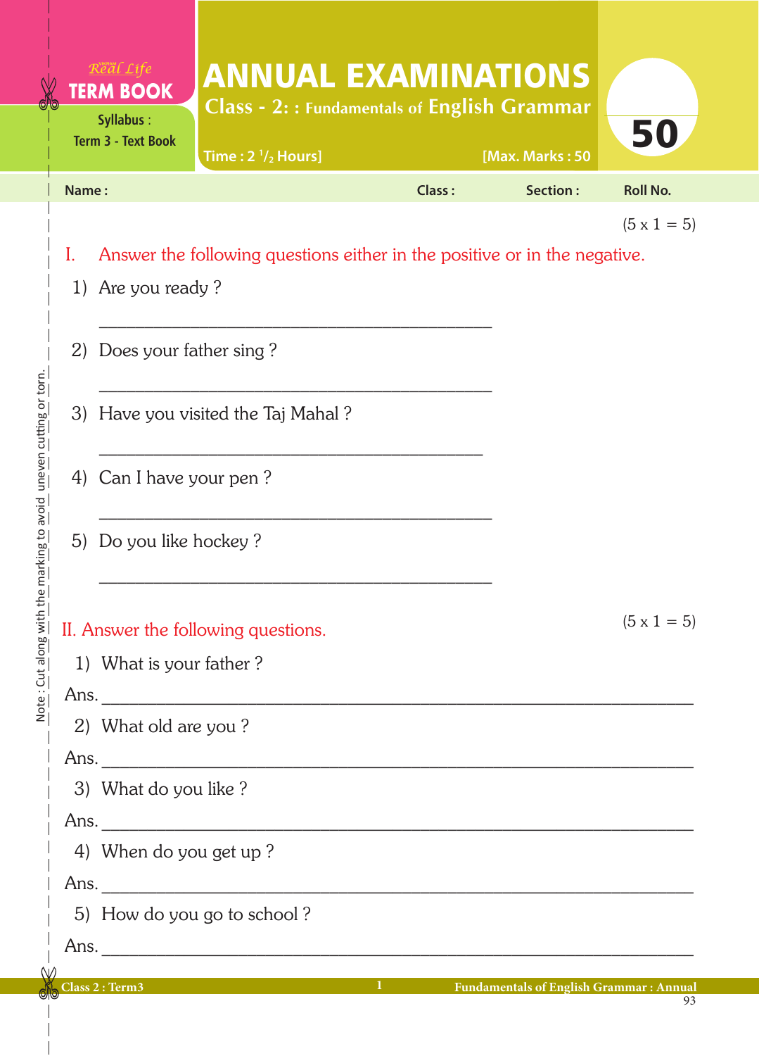Real Life **TERM BOOK**

Syllabus : Term 3 - Text Book

# ANNUAL EXAMINATIONS

## Class - 2: : Fundamentals of English Grammar

Time : 2 ½ Hours] [Max. Marks : 50

**50**

**Name :** **Class :** **Section :** **Roll No.**

(5 x 1 = 5)

I. Answer the following questions either in the positive or in the negative.

1) Are you ready ?

_____________________________________________

2) Does your father sing ?

_____________________________________________

3) Have you visited the Taj Mahal ?

_____________________________________________

4) Can I have your pen ?

_____________________________________________

5) Do you like hockey ?

_____________________________________________

(5 x 1 = 5)

II. Answer the following questions.

1) What is your father ?

Ans. _____________________________________________

2) What old are you ?

Ans. _____________________________________________

3) What do you like ?

Ans. _____________________________________________

4) When do you get up ?

Ans. _____________________________________________

5) How do you go to school ?

Ans. _____________________________________________

Note : Cut along with the marking to avoid uneven cutting or torn.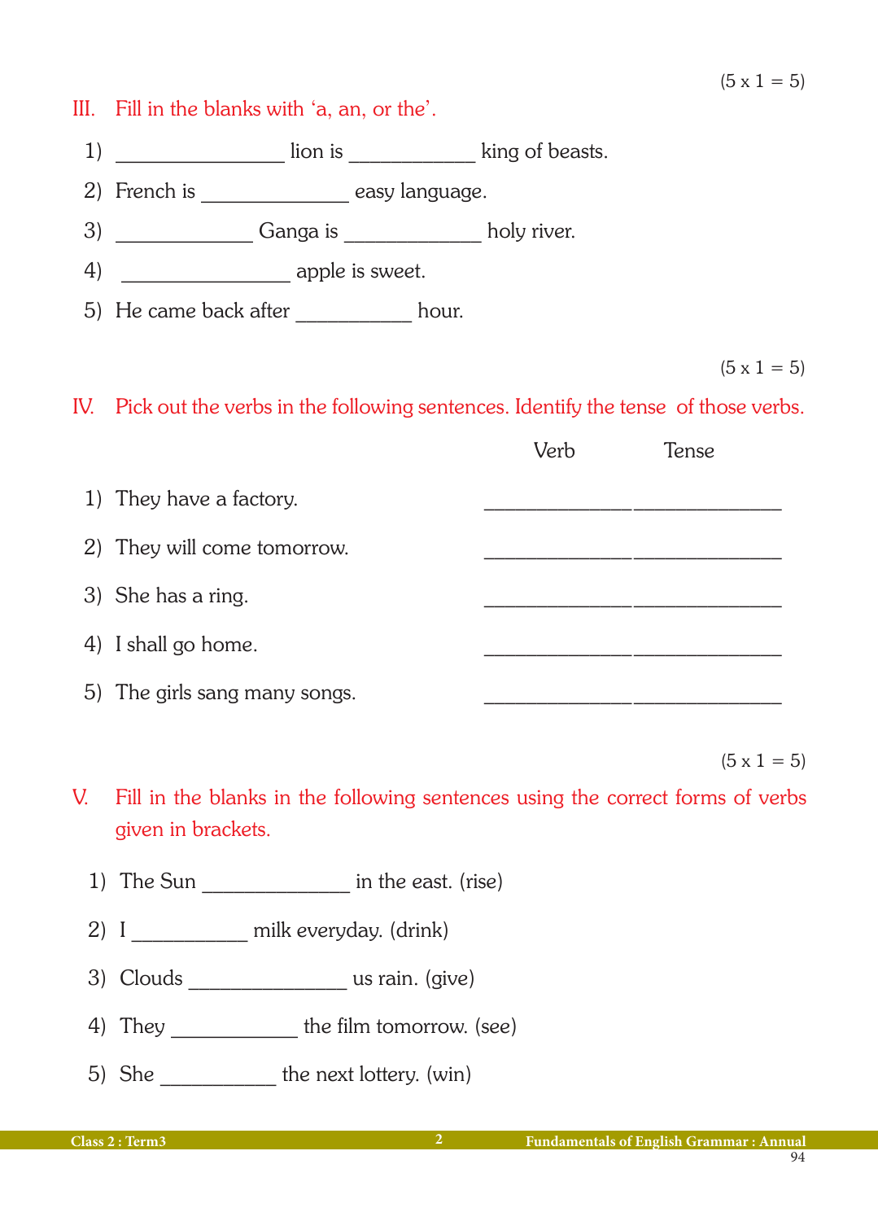(5 x 1 = 5)

III. Fill in the blanks with 'a, an, or the'.

1) _______________ lion is ___________ king of beasts.
2) French is _____________ easy language.
3) ____________ Ganga is ____________ holy river.
4) _______________ apple is sweet.
5) He came back after __________ hour.

(5 x 1 = 5)

IV. Pick out the verbs in the following sentences. Identify the tense of those verbs.

| | Verb | Tense |
|---|---|---|
| 1) They have a factory. | _____________ | _____________ |
| 2) They will come tomorrow. | _____________ | _____________ |
| 3) She has a ring. | _____________ | _____________ |
| 4) I shall go home. | _____________ | _____________ |
| 5) The girls sang many songs. | _____________ | _____________ |

(5 x 1 = 5)

V. Fill in the blanks in the following sentences using the correct forms of verbs given in brackets.

1) The Sun _____________ in the east. (rise)
2) I __________ milk everyday. (drink)
3) Clouds ______________ us rain. (give)
4) They ___________ the film tomorrow. (see)
5) She __________ the next lottery. (win)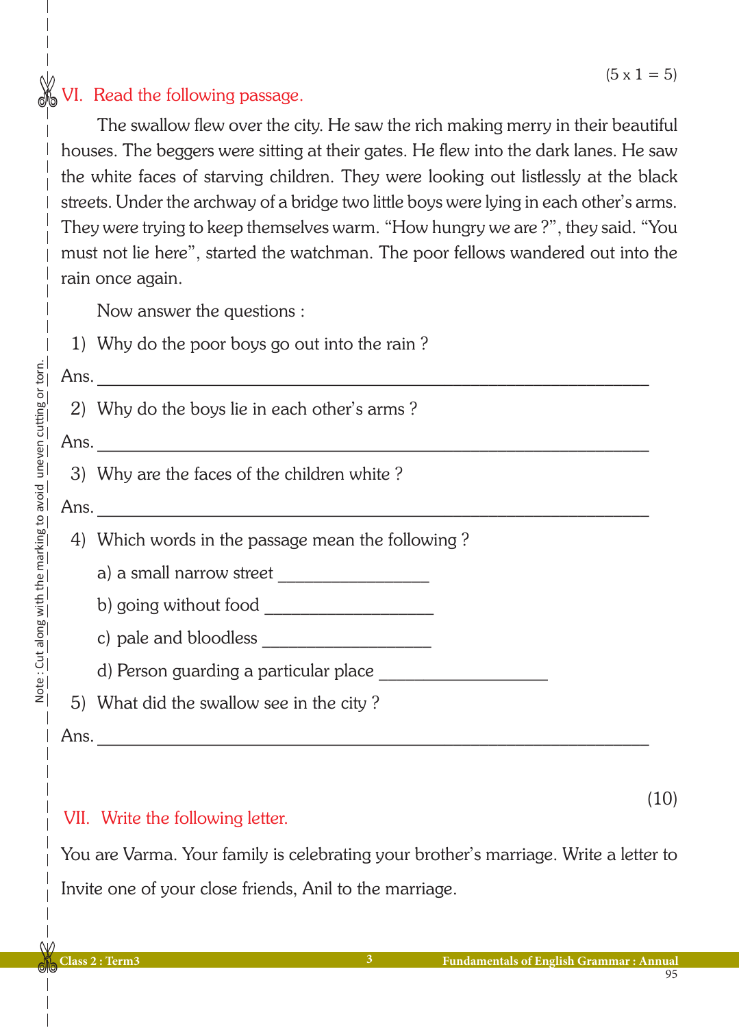(5 x 1 = 5)

## VI. Read the following passage.

The swallow flew over the city. He saw the rich making merry in their beautiful houses. The beggers were sitting at their gates. He flew into the dark lanes. He saw the white faces of starving children. They were looking out listlessly at the black streets. Under the archway of a bridge two little boys were lying in each other's arms. They were trying to keep themselves warm. "How hungry we are ?", they said. "You must not lie here", started the watchman. The poor fellows wandered out into the rain once again.

Now answer the questions :

1) Why do the poor boys go out into the rain ?

Ans. ____________________________________________

2) Why do the boys lie in each other's arms ?

Ans. ____________________________________________

3) Why are the faces of the children white ?

Ans. ____________________________________________

4) Which words in the passage mean the following ?

a) a small narrow street ________________

b) going without food ________________

c) pale and bloodless ________________

d) Person guarding a particular place ________________

5) What did the swallow see in the city ?

Ans. ____________________________________________

(10)

## VII. Write the following letter.

You are Varma. Your family is celebrating your brother's marriage. Write a letter to Invite one of your close friends, Anil to the marriage.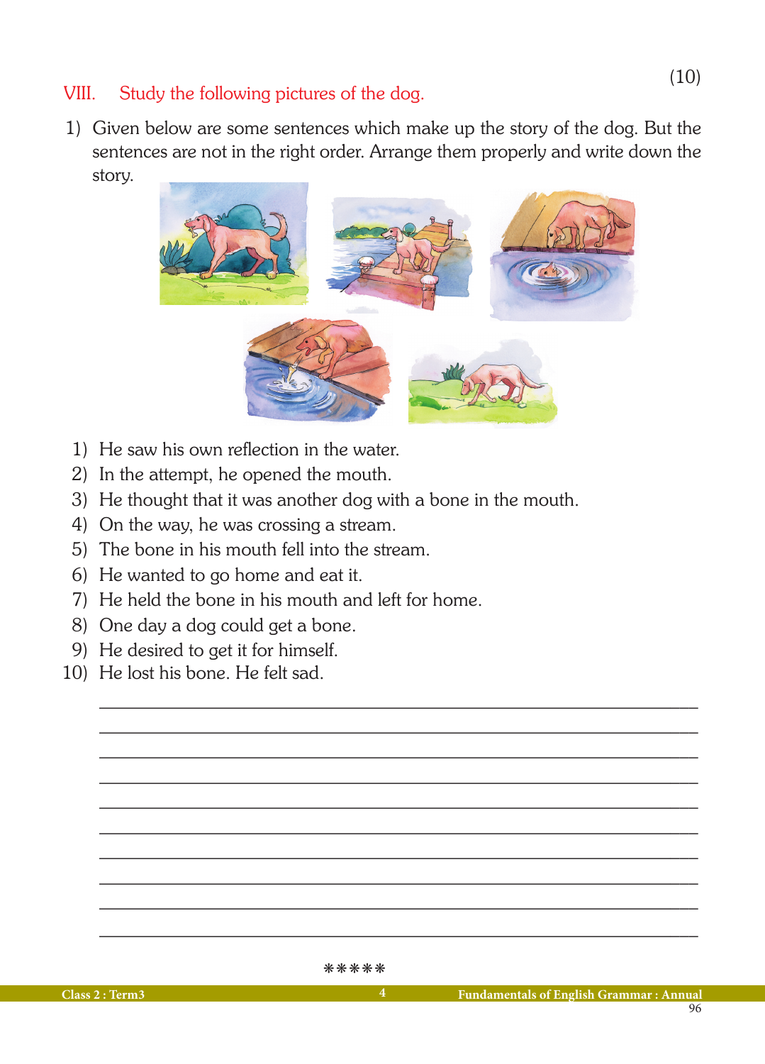VIII. Study the following pictures of the dog. (10)

1) Given below are some sentences which make up the story of the dog. But the sentences are not in the right order. Arrange them properly and write down the story.

1) He saw his own reflection in the water.
2) In the attempt, he opened the mouth.
3) He thought that it was another dog with a bone in the mouth.
4) On the way, he was crossing a stream.
5) The bone in his mouth fell into the stream.
6) He wanted to go home and eat it.
7) He held the bone in his mouth and left for home.
8) One day a dog could get a bone.
9) He desired to get it for himself.
10) He lost his bone. He felt sad.

\_\_\_\_\_\_\_\_\_\_\_\_\_\_\_\_\_\_\_\_\_\_\_\_\_\_\_\_\_\_\_\_\_\_\_\_\_\_\_\_\_\_\_\_\_\_\_\_\_\_\_\_\_\_\_\_\_\_\_\_

\_\_\_\_\_\_\_\_\_\_\_\_\_\_\_\_\_\_\_\_\_\_\_\_\_\_\_\_\_\_\_\_\_\_\_\_\_\_\_\_\_\_\_\_\_\_\_\_\_\_\_\_\_\_\_\_\_\_\_\_

\_\_\_\_\_\_\_\_\_\_\_\_\_\_\_\_\_\_\_\_\_\_\_\_\_\_\_\_\_\_\_\_\_\_\_\_\_\_\_\_\_\_\_\_\_\_\_\_\_\_\_\_\_\_\_\_\_\_\_\_

\_\_\_\_\_\_\_\_\_\_\_\_\_\_\_\_\_\_\_\_\_\_\_\_\_\_\_\_\_\_\_\_\_\_\_\_\_\_\_\_\_\_\_\_\_\_\_\_\_\_\_\_\_\_\_\_\_\_\_\_

\_\_\_\_\_\_\_\_\_\_\_\_\_\_\_\_\_\_\_\_\_\_\_\_\_\_\_\_\_\_\_\_\_\_\_\_\_\_\_\_\_\_\_\_\_\_\_\_\_\_\_\_\_\_\_\_\_\_\_\_

\_\_\_\_\_\_\_\_\_\_\_\_\_\_\_\_\_\_\_\_\_\_\_\_\_\_\_\_\_\_\_\_\_\_\_\_\_\_\_\_\_\_\_\_\_\_\_\_\_\_\_\_\_\_\_\_\_\_\_\_

\_\_\_\_\_\_\_\_\_\_\_\_\_\_\_\_\_\_\_\_\_\_\_\_\_\_\_\_\_\_\_\_\_\_\_\_\_\_\_\_\_\_\_\_\_\_\_\_\_\_\_\_\_\_\_\_\_\_\_\_

\_\_\_\_\_\_\_\_\_\_\_\_\_\_\_\_\_\_\_\_\_\_\_\_\_\_\_\_\_\_\_\_\_\_\_\_\_\_\_\_\_\_\_\_\_\_\_\_\_\_\_\_\_\_\_\_\_\_\_\_

\_\_\_\_\_\_\_\_\_\_\_\_\_\_\_\_\_\_\_\_\_\_\_\_\_\_\_\_\_\_\_\_\_\_\_\_\_\_\_\_\_\_\_\_\_\_\_\_\_\_\_\_\_\_\_\_\_\_\_\_

\_\_\_\_\_\_\_\_\_\_\_\_\_\_\_\_\_\_\_\_\_\_\_\_\_\_\_\_\_\_\_\_\_\_\_\_\_\_\_\_\_\_\_\_\_\_\_\_\_\_\_\_\_\_\_\_\_\_\_\_

\*\*\*\*\*